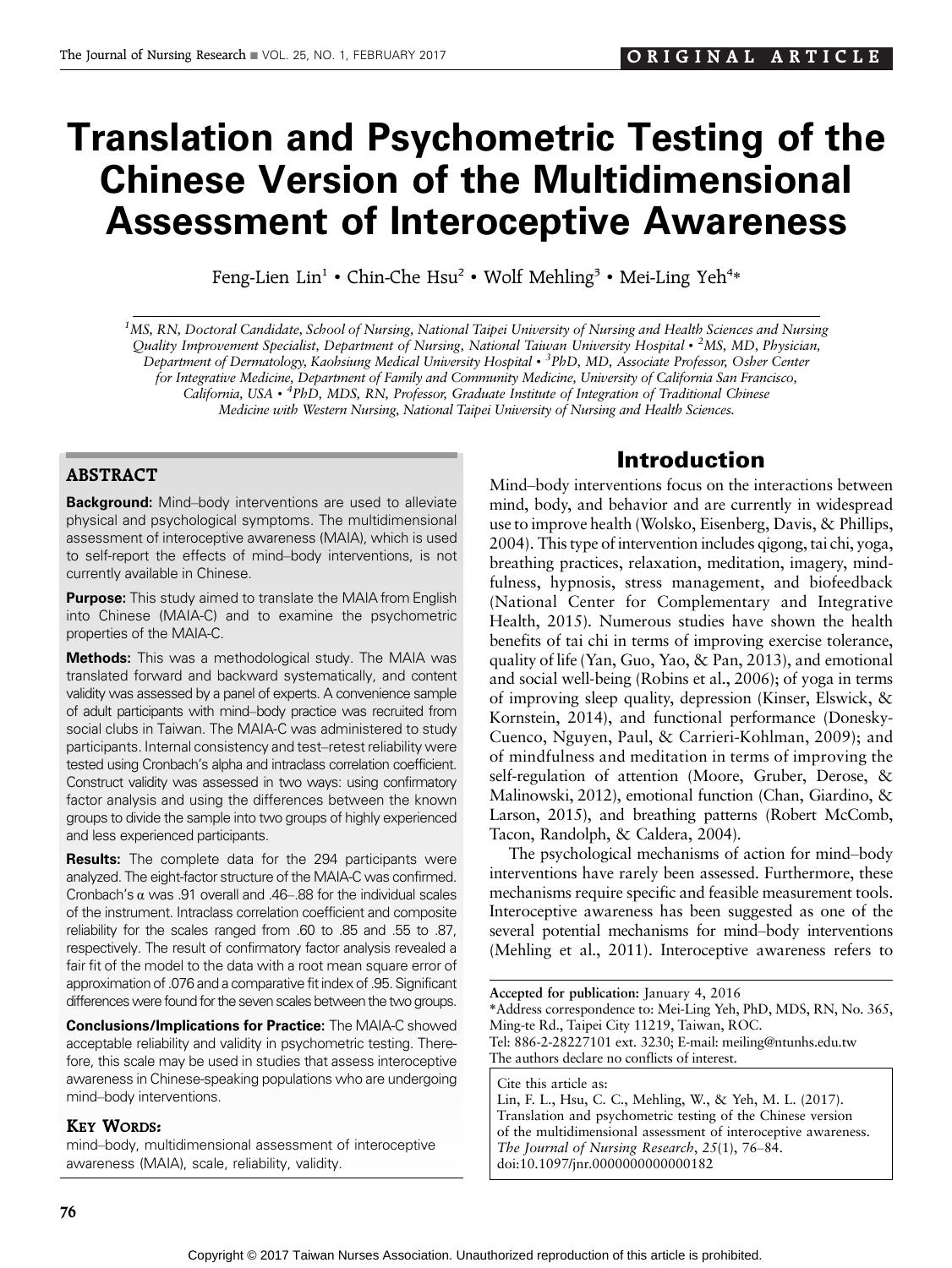# Translation and Psychometric Testing of the Chinese Version of the Multidimensional Assessment of Interoceptive Awareness

Feng-Lien Lin[1] • Chin-Che Hsu[2] • Wolf Mehling[3] • Mei-Ling Yeh[4]*

[1]MS, RN, Doctoral Candidate, School of Nursing, National Taipei University of Nursing and Health Sciences and Nursing Quality Improvement Specialist, Department of Nursing, National Taiwan University Hospital • [2]MS, MD, Physician, Department of Dermatology, Kaohsiung Medical University Hospital • [3]PhD, MD, Associate Professor, Osher Center for Integrative Medicine, Department of Family and Community Medicine, University of California San Francisco, California, USA • [4]PhD, MDS, RN, Professor, Graduate Institute of Integration of Traditional Chinese Medicine with Western Nursing, National Taipei University of Nursing and Health Sciences.

## ABSTRACT

**Background:** Mind–body interventions are used to alleviate physical and psychological symptoms. The multidimensional assessment of interoceptive awareness (MAIA), which is used to self-report the effects of mind–body interventions, is not currently available in Chinese.

**Purpose:** This study aimed to translate the MAIA from English into Chinese (MAIA-C) and to examine the psychometric properties of the MAIA-C.

**Methods:** This was a methodological study. The MAIA was translated forward and backward systematically, and content validity was assessed by a panel of experts. A convenience sample of adult participants with mind–body practice was recruited from social clubs in Taiwan. The MAIA-C was administered to study participants. Internal consistency and test–retest reliability were tested using Cronbach's alpha and intraclass correlation coefficient. Construct validity was assessed in two ways: using confirmatory factor analysis and using the differences between the known groups to divide the sample into two groups of highly experienced and less experienced participants.

**Results:** The complete data for the 294 participants were analyzed. The eight-factor structure of the MAIA-C was confirmed. Cronbach's α was .91 overall and .46–.88 for the individual scales of the instrument. Intraclass correlation coefficient and composite reliability for the scales ranged from .60 to .85 and .55 to .87, respectively. The result of confirmatory factor analysis revealed a fair fit of the model to the data with a root mean square error of approximation of .076 and a comparative fit index of .95. Significant differences were found for the seven scales between the two groups.

**Conclusions/Implications for Practice:** The MAIA-C showed acceptable reliability and validity in psychometric testing. Therefore, this scale may be used in studies that assess interoceptive awareness in Chinese-speaking populations who are undergoing mind–body interventions.

**KEY WORDS:**

mind–body, multidimensional assessment of interoceptive awareness (MAIA), scale, reliability, validity.

## Introduction

Mind–body interventions focus on the interactions between mind, body, and behavior and are currently in widespread use to improve health (Wolsko, Eisenberg, Davis, & Phillips, 2004). This type of intervention includes qigong, tai chi, yoga, breathing practices, relaxation, meditation, imagery, mindfulness, hypnosis, stress management, and biofeedback (National Center for Complementary and Integrative Health, 2015). Numerous studies have shown the health benefits of tai chi in terms of improving exercise tolerance, quality of life (Yan, Guo, Yao, & Pan, 2013), and emotional and social well-being (Robins et al., 2006); of yoga in terms of improving sleep quality, depression (Kinser, Elswick, & Kornstein, 2014), and functional performance (Donesky-Cuenco, Nguyen, Paul, & Carrieri-Kohlman, 2009); and of mindfulness and meditation in terms of improving the self-regulation of attention (Moore, Gruber, Derose, & Malinowski, 2012), emotional function (Chan, Giardino, & Larson, 2015), and breathing patterns (Robert McComb, Tacon, Randolph, & Caldera, 2004).

The psychological mechanisms of action for mind–body interventions have rarely been assessed. Furthermore, these mechanisms require specific and feasible measurement tools. Interoceptive awareness has been suggested as one of the several potential mechanisms for mind–body interventions (Mehling et al., 2011). Interoceptive awareness refers to

Accepted for publication: January 4, 2016

*Address correspondence to: Mei-Ling Yeh, PhD, MDS, RN, No. 365, Ming-te Rd., Taipei City 11219, Taiwan, ROC.

Tel: 886-2-28227101 ext. 3230; E-mail: meiling@ntunhs.edu.tw

The authors declare no conflicts of interest.

Cite this article as:
Lin, F. L., Hsu, C. C., Mehling, W., & Yeh, M. L. (2017). Translation and psychometric testing of the Chinese version of the multidimensional assessment of interoceptive awareness. *The Journal of Nursing Research*, *25*(1), 76–84. doi:10.1097/jnr.0000000000000182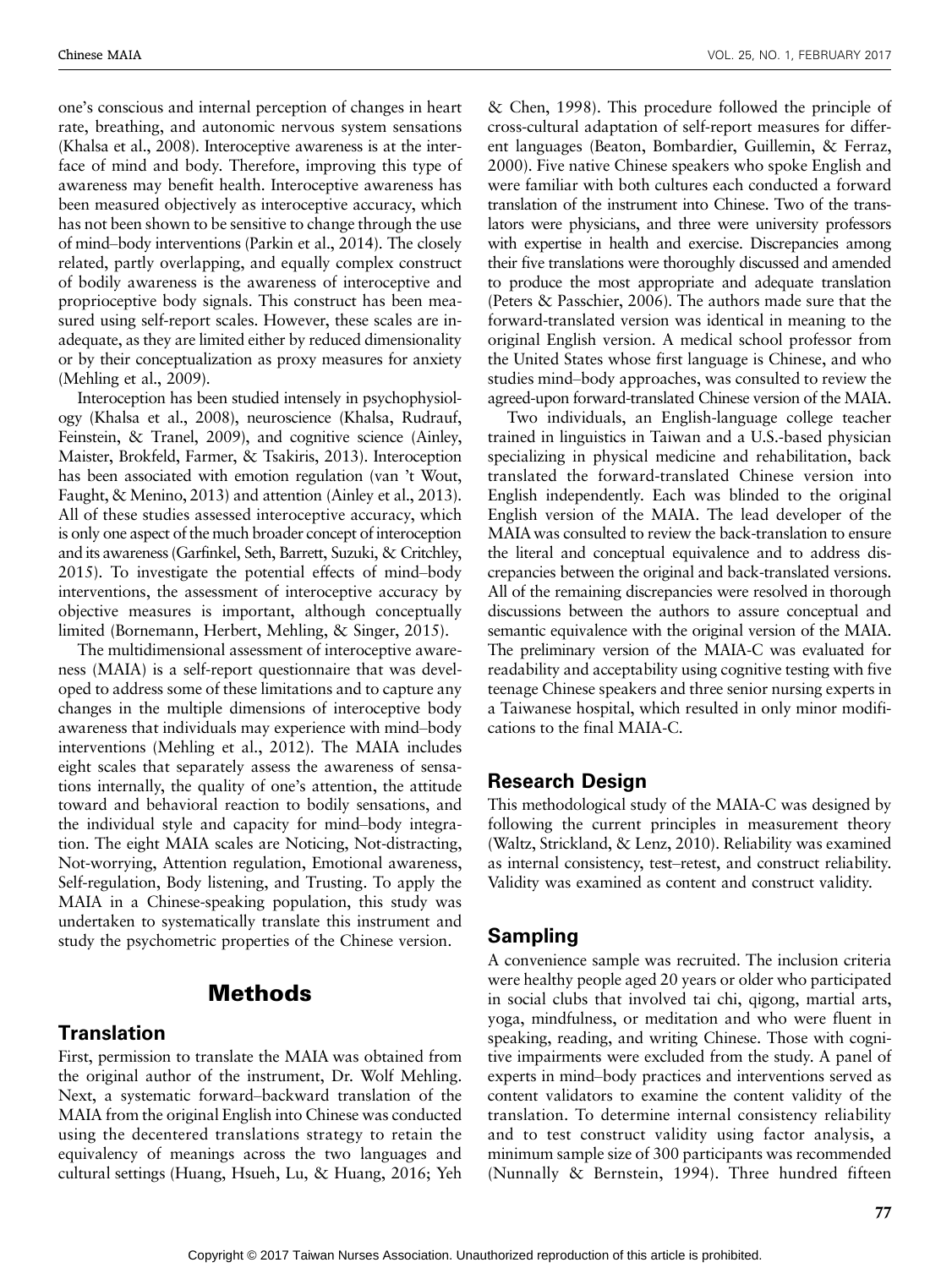one's conscious and internal perception of changes in heart rate, breathing, and autonomic nervous system sensations (Khalsa et al., 2008). Interoceptive awareness is at the interface of mind and body. Therefore, improving this type of awareness may benefit health. Interoceptive awareness has been measured objectively as interoceptive accuracy, which has not been shown to be sensitive to change through the use of mind–body interventions (Parkin et al., 2014). The closely related, partly overlapping, and equally complex construct of bodily awareness is the awareness of interoceptive and proprioceptive body signals. This construct has been measured using self-report scales. However, these scales are inadequate, as they are limited either by reduced dimensionality or by their conceptualization as proxy measures for anxiety (Mehling et al., 2009).

Interoception has been studied intensely in psychophysiology (Khalsa et al., 2008), neuroscience (Khalsa, Rudrauf, Feinstein, & Tranel, 2009), and cognitive science (Ainley, Maister, Brokfeld, Farmer, & Tsakiris, 2013). Interoception has been associated with emotion regulation (van 't Wout, Faught, & Menino, 2013) and attention (Ainley et al., 2013). All of these studies assessed interoceptive accuracy, which is only one aspect of the much broader concept of interoception and its awareness (Garfinkel, Seth, Barrett, Suzuki, & Critchley, 2015). To investigate the potential effects of mind–body interventions, the assessment of interoceptive accuracy by objective measures is important, although conceptually limited (Bornemann, Herbert, Mehling, & Singer, 2015).

The multidimensional assessment of interoceptive awareness (MAIA) is a self-report questionnaire that was developed to address some of these limitations and to capture any changes in the multiple dimensions of interoceptive body awareness that individuals may experience with mind–body interventions (Mehling et al., 2012). The MAIA includes eight scales that separately assess the awareness of sensations internally, the quality of one's attention, the attitude toward and behavioral reaction to bodily sensations, and the individual style and capacity for mind–body integration. The eight MAIA scales are Noticing, Not-distracting, Not-worrying, Attention regulation, Emotional awareness, Self-regulation, Body listening, and Trusting. To apply the MAIA in a Chinese-speaking population, this study was undertaken to systematically translate this instrument and study the psychometric properties of the Chinese version.

# Methods

## Translation

First, permission to translate the MAIA was obtained from the original author of the instrument, Dr. Wolf Mehling. Next, a systematic forward–backward translation of the MAIA from the original English into Chinese was conducted using the decentered translations strategy to retain the equivalency of meanings across the two languages and cultural settings (Huang, Hsueh, Lu, & Huang, 2016; Yeh & Chen, 1998). This procedure followed the principle of cross-cultural adaptation of self-report measures for different languages (Beaton, Bombardier, Guillemin, & Ferraz, 2000). Five native Chinese speakers who spoke English and were familiar with both cultures each conducted a forward translation of the instrument into Chinese. Two of the translators were physicians, and three were university professors with expertise in health and exercise. Discrepancies among their five translations were thoroughly discussed and amended to produce the most appropriate and adequate translation (Peters & Passchier, 2006). The authors made sure that the forward-translated version was identical in meaning to the original English version. A medical school professor from the United States whose first language is Chinese, and who studies mind–body approaches, was consulted to review the agreed-upon forward-translated Chinese version of the MAIA.

Two individuals, an English-language college teacher trained in linguistics in Taiwan and a U.S.-based physician specializing in physical medicine and rehabilitation, back translated the forward-translated Chinese version into English independently. Each was blinded to the original English version of the MAIA. The lead developer of the MAIA was consulted to review the back-translation to ensure the literal and conceptual equivalence and to address discrepancies between the original and back-translated versions. All of the remaining discrepancies were resolved in thorough discussions between the authors to assure conceptual and semantic equivalence with the original version of the MAIA. The preliminary version of the MAIA-C was evaluated for readability and acceptability using cognitive testing with five teenage Chinese speakers and three senior nursing experts in a Taiwanese hospital, which resulted in only minor modifications to the final MAIA-C.

## Research Design

This methodological study of the MAIA-C was designed by following the current principles in measurement theory (Waltz, Strickland, & Lenz, 2010). Reliability was examined as internal consistency, test–retest, and construct reliability. Validity was examined as content and construct validity.

## Sampling

A convenience sample was recruited. The inclusion criteria were healthy people aged 20 years or older who participated in social clubs that involved tai chi, qigong, martial arts, yoga, mindfulness, or meditation and who were fluent in speaking, reading, and writing Chinese. Those with cognitive impairments were excluded from the study. A panel of experts in mind–body practices and interventions served as content validators to examine the content validity of the translation. To determine internal consistency reliability and to test construct validity using factor analysis, a minimum sample size of 300 participants was recommended (Nunnally & Bernstein, 1994). Three hundred fifteen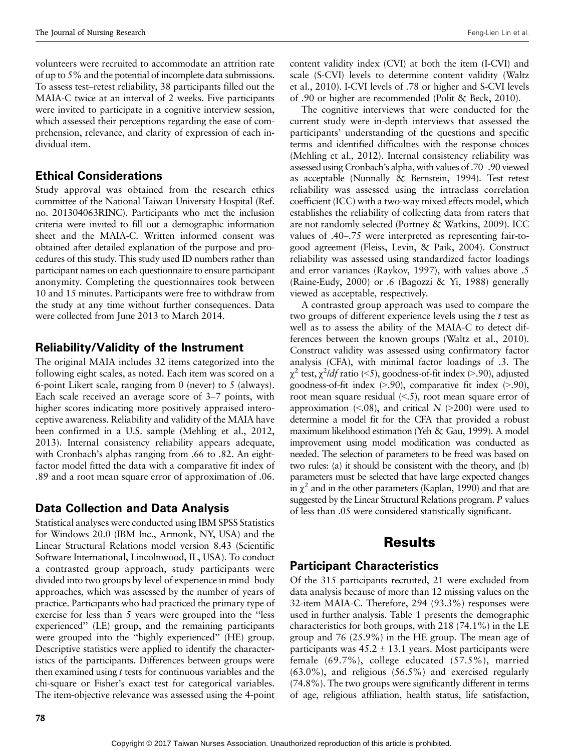volunteers were recruited to accommodate an attrition rate of up to 5% and the potential of incomplete data submissions. To assess test–retest reliability, 38 participants filled out the MAIA-C twice at an interval of 2 weeks. Five participants were invited to participate in a cognitive interview session, which assessed their perceptions regarding the ease of comprehension, relevance, and clarity of expression of each individual item.

## Ethical Considerations

Study approval was obtained from the research ethics committee of the National Taiwan University Hospital (Ref. no. 201304063RINC). Participants who met the inclusion criteria were invited to fill out a demographic information sheet and the MAIA-C. Written informed consent was obtained after detailed explanation of the purpose and procedures of this study. This study used ID numbers rather than participant names on each questionnaire to ensure participant anonymity. Completing the questionnaires took between 10 and 15 minutes. Participants were free to withdraw from the study at any time without further consequences. Data were collected from June 2013 to March 2014.

## Reliability/Validity of the Instrument

The original MAIA includes 32 items categorized into the following eight scales, as noted. Each item was scored on a 6-point Likert scale, ranging from 0 (never) to 5 (always). Each scale received an average score of 3–7 points, with higher scores indicating more positively appraised interoceptive awareness. Reliability and validity of the MAIA have been confirmed in a U.S. sample (Mehling et al., 2012, 2013). Internal consistency reliability appears adequate, with Cronbach's alphas ranging from .66 to .82. An eight-factor model fitted the data with a comparative fit index of .89 and a root mean square error of approximation of .06.

## Data Collection and Data Analysis

Statistical analyses were conducted using IBM SPSS Statistics for Windows 20.0 (IBM Inc., Armonk, NY, USA) and the Linear Structural Relations model version 8.43 (Scientific Software International, Lincolnwood, IL, USA). To conduct a contrasted group approach, study participants were divided into two groups by level of experience in mind–body approaches, which was assessed by the number of years of practice. Participants who had practiced the primary type of exercise for less than 5 years were grouped into the "less experienced" (LE) group, and the remaining participants were grouped into the "highly experienced" (HE) group. Descriptive statistics were applied to identify the characteristics of the participants. Differences between groups were then examined using *t* tests for continuous variables and the chi-square or Fisher's exact test for categorical variables. The item-objective relevance was assessed using the 4-point content validity index (CVI) at both the item (I-CVI) and scale (S-CVI) levels to determine content validity (Waltz et al., 2010). I-CVI levels of .78 or higher and S-CVI levels of .90 or higher are recommended (Polit & Beck, 2010).

The cognitive interviews that were conducted for the current study were in-depth interviews that assessed the participants' understanding of the questions and specific terms and identified difficulties with the response choices (Mehling et al., 2012). Internal consistency reliability was assessed using Cronbach's alpha, with values of .70–.90 viewed as acceptable (Nunnally & Bernstein, 1994). Test–retest reliability was assessed using the intraclass correlation coefficient (ICC) with a two-way mixed effects model, which establishes the reliability of collecting data from raters that are not randomly selected (Portney & Watkins, 2009). ICC values of .40–.75 were interpreted as representing fair-to-good agreement (Fleiss, Levin, & Paik, 2004). Construct reliability was assessed using standardized factor loadings and error variances (Raykov, 1997), with values above .5 (Raine-Eudy, 2000) or .6 (Bagozzi & Yi, 1988) generally viewed as acceptable, respectively.

A contrasted group approach was used to compare the two groups of different experience levels using the *t* test as well as to assess the ability of the MAIA-C to detect differences between the known groups (Waltz et al., 2010). Construct validity was assessed using confirmatory factor analysis (CFA), with minimal factor loadings of .3. The $\chi^2$ test, $\chi^2/df$ ratio (<5), goodness-of-fit index (>.90), adjusted goodness-of-fit index (>.90), comparative fit index (>.90), root mean square residual (<.5), root mean square error of approximation (<.08), and critical $N$ (>200) were used to determine a model fit for the CFA that provided a robust maximum likelihood estimation (Yeh & Gau, 1999). A model improvement using model modification was conducted as needed. The selection of parameters to be freed was based on two rules: (a) it should be consistent with the theory, and (b) parameters must be selected that have large expected changes in $\chi^2$ and in the other parameters (Kaplan, 1990) and that are suggested by the Linear Structural Relations program. *P* values of less than .05 were considered statistically significant.

# Results

## Participant Characteristics

Of the 315 participants recruited, 21 were excluded from data analysis because of more than 12 missing values on the 32-item MAIA-C. Therefore, 294 (93.3%) responses were used in further analysis. Table 1 presents the demographic characteristics for both groups, with 218 (74.1%) in the LE group and 76 (25.9%) in the HE group. The mean age of participants was 45.2 ± 13.1 years. Most participants were female (69.7%), college educated (57.5%), married (63.0%), and religious (56.5%) and exercised regularly (74.8%). The two groups were significantly different in terms of age, religious affiliation, health status, life satisfaction,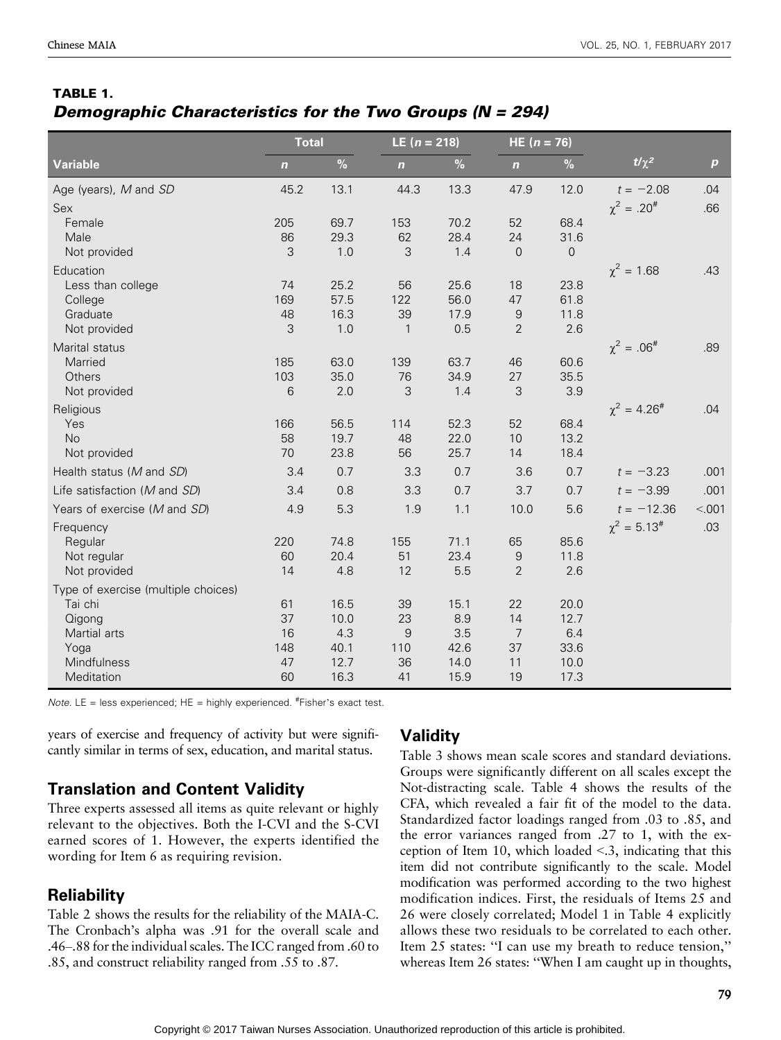**TABLE 1.**
***Demographic Characteristics for the Two Groups (N = 294)***

| Variable | Total | | LE ($n$ = 218) | | HE ($n$ = 76) | | $t/\chi^2$ | $p$ |
|---|---|---|---|---|---|---|---|---|
| | $n$ | % | $n$ | % | $n$ | % | | |
| Age (years), *M* and *SD* | 45.2 | 13.1 | 44.3 | 13.3 | 47.9 | 12.0 | $t = -2.08$ | .04 |
| Sex | | | | | | | $\chi^2 = .20^{\#}$ | .66 |
| Female | 205 | 69.7 | 153 | 70.2 | 52 | 68.4 | | |
| Male | 86 | 29.3 | 62 | 28.4 | 24 | 31.6 | | |
| Not provided | 3 | 1.0 | 3 | 1.4 | 0 | 0 | | |
| Education | | | | | | | $\chi^2 = 1.68$ | .43 |
| Less than college | 74 | 25.2 | 56 | 25.6 | 18 | 23.8 | | |
| College | 169 | 57.5 | 122 | 56.0 | 47 | 61.8 | | |
| Graduate | 48 | 16.3 | 39 | 17.9 | 9 | 11.8 | | |
| Not provided | 3 | 1.0 | 1 | 0.5 | 2 | 2.6 | | |
| Marital status | | | | | | | $\chi^2 = .06^{\#}$ | .89 |
| Married | 185 | 63.0 | 139 | 63.7 | 46 | 60.6 | | |
| Others | 103 | 35.0 | 76 | 34.9 | 27 | 35.5 | | |
| Not provided | 6 | 2.0 | 3 | 1.4 | 3 | 3.9 | | |
| Religious | | | | | | | $\chi^2 = 4.26^{\#}$ | .04 |
| Yes | 166 | 56.5 | 114 | 52.3 | 52 | 68.4 | | |
| No | 58 | 19.7 | 48 | 22.0 | 10 | 13.2 | | |
| Not provided | 70 | 23.8 | 56 | 25.7 | 14 | 18.4 | | |
| Health status (*M* and *SD*) | 3.4 | 0.7 | 3.3 | 0.7 | 3.6 | 0.7 | $t = -3.23$ | .001 |
| Life satisfaction (*M* and *SD*) | 3.4 | 0.8 | 3.3 | 0.7 | 3.7 | 0.7 | $t = -3.99$ | .001 |
| Years of exercise (*M* and *SD*) | 4.9 | 5.3 | 1.9 | 1.1 | 10.0 | 5.6 | $t = -12.36$ | <.001 |
| Frequency | | | | | | | $\chi^2 = 5.13^{\#}$ | .03 |
| Regular | 220 | 74.8 | 155 | 71.1 | 65 | 85.6 | | |
| Not regular | 60 | 20.4 | 51 | 23.4 | 9 | 11.8 | | |
| Not provided | 14 | 4.8 | 12 | 5.5 | 2 | 2.6 | | |
| Type of exercise (multiple choices) | | | | | | | | |
| Tai chi | 61 | 16.5 | 39 | 15.1 | 22 | 20.0 | | |
| Qigong | 37 | 10.0 | 23 | 8.9 | 14 | 12.7 | | |
| Martial arts | 16 | 4.3 | 9 | 3.5 | 7 | 6.4 | | |
| Yoga | 148 | 40.1 | 110 | 42.6 | 37 | 33.6 | | |
| Mindfulness | 47 | 12.7 | 36 | 14.0 | 11 | 10.0 | | |
| Meditation | 60 | 16.3 | 41 | 15.9 | 19 | 17.3 | | |

*Note.* LE = less experienced; HE = highly experienced. #Fisher's exact test.

years of exercise and frequency of activity but were significantly similar in terms of sex, education, and marital status.

## Translation and Content Validity

Three experts assessed all items as quite relevant or highly relevant to the objectives. Both the I-CVI and the S-CVI earned scores of 1. However, the experts identified the wording for Item 6 as requiring revision.

## Reliability

Table 2 shows the results for the reliability of the MAIA-C. The Cronbach's alpha was .91 for the overall scale and .46–.88 for the individual scales. The ICC ranged from .60 to .85, and construct reliability ranged from .55 to .87.

## Validity

Table 3 shows mean scale scores and standard deviations. Groups were significantly different on all scales except the Not-distracting scale. Table 4 shows the results of the CFA, which revealed a fair fit of the model to the data. Standardized factor loadings ranged from .03 to .85, and the error variances ranged from .27 to 1, with the exception of Item 10, which loaded <.3, indicating that this item did not contribute significantly to the scale. Model modification was performed according to the two highest modification indices. First, the residuals of Items 25 and 26 were closely correlated; Model 1 in Table 4 explicitly allows these two residuals to be correlated to each other. Item 25 states: "I can use my breath to reduce tension," whereas Item 26 states: "When I am caught up in thoughts,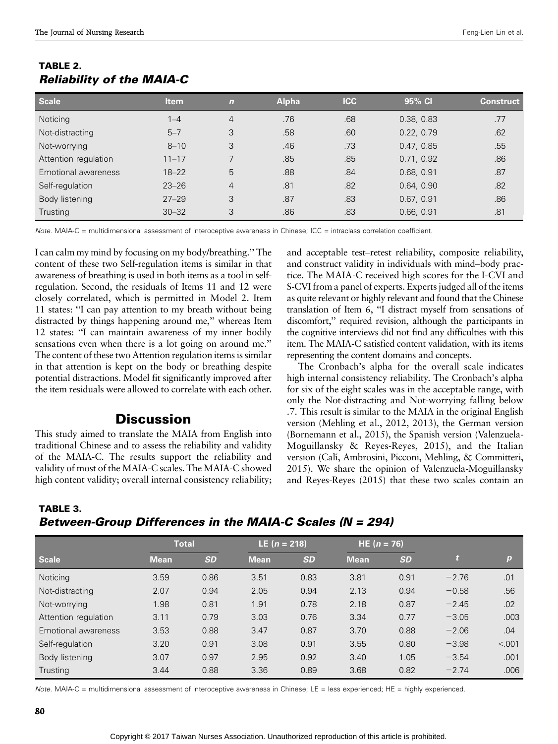**TABLE 2.**
***Reliability of the MAIA-C***

| Scale | Item | *n* | Alpha | ICC | 95% CI | Construct |
|---|---|---|---|---|---|---|
| Noticing | 1–4 | 4 | .76 | .68 | 0.38, 0.83 | .77 |
| Not-distracting | 5–7 | 3 | .58 | .60 | 0.22, 0.79 | .62 |
| Not-worrying | 8–10 | 3 | .46 | .73 | 0.47, 0.85 | .55 |
| Attention regulation | 11–17 | 7 | .85 | .85 | 0.71, 0.92 | .86 |
| Emotional awareness | 18–22 | 5 | .88 | .84 | 0.68, 0.91 | .87 |
| Self-regulation | 23–26 | 4 | .81 | .82 | 0.64, 0.90 | .82 |
| Body listening | 27–29 | 3 | .87 | .83 | 0.67, 0.91 | .86 |
| Trusting | 30–32 | 3 | .86 | .83 | 0.66, 0.91 | .81 |

*Note.* MAIA-C = multidimensional assessment of interoceptive awareness in Chinese; ICC = intraclass correlation coefficient.

I can calm my mind by focusing on my body/breathing." The content of these two Self-regulation items is similar in that awareness of breathing is used in both items as a tool in self-regulation. Second, the residuals of Items 11 and 12 were closely correlated, which is permitted in Model 2. Item 11 states: "I can pay attention to my breath without being distracted by things happening around me," whereas Item 12 states: "I can maintain awareness of my inner bodily sensations even when there is a lot going on around me." The content of these two Attention regulation items is similar in that attention is kept on the body or breathing despite potential distractions. Model fit significantly improved after the item residuals were allowed to correlate with each other.

## Discussion

This study aimed to translate the MAIA from English into traditional Chinese and to assess the reliability and validity of the MAIA-C. The results support the reliability and validity of most of the MAIA-C scales. The MAIA-C showed high content validity; overall internal consistency reliability; and acceptable test–retest reliability, composite reliability, and construct validity in individuals with mind–body practice. The MAIA-C received high scores for the I-CVI and S-CVI from a panel of experts. Experts judged all of the items as quite relevant or highly relevant and found that the Chinese translation of Item 6, "I distract myself from sensations of discomfort," required revision, although the participants in the cognitive interviews did not find any difficulties with this item. The MAIA-C satisfied content validation, with its items representing the content domains and concepts.

The Cronbach's alpha for the overall scale indicates high internal consistency reliability. The Cronbach's alpha for six of the eight scales was in the acceptable range, with only the Not-distracting and Not-worrying falling below .7. This result is similar to the MAIA in the original English version (Mehling et al., 2012, 2013), the German version (Bornemann et al., 2015), the Spanish version (Valenzuela-Moguillansky & Reyes-Reyes, 2015), and the Italian version (Calí, Ambrosini, Picconi, Mehling, & Committeri, 2015). We share the opinion of Valenzuela-Moguillansky and Reyes-Reyes (2015) that these two scales contain an

**TABLE 3.**
***Between-Group Differences in the MAIA-C Scales (N = 294)***

| | Total | | LE (*n* = 218) | | HE (*n* = 76) | | | |
|---|---|---|---|---|---|---|---|---|
| Scale | Mean | *SD* | Mean | *SD* | Mean | *SD* | *t* | *p* |
| Noticing | 3.59 | 0.86 | 3.51 | 0.83 | 3.81 | 0.91 | −2.76 | .01 |
| Not-distracting | 2.07 | 0.94 | 2.05 | 0.94 | 2.13 | 0.94 | −0.58 | .56 |
| Not-worrying | 1.98 | 0.81 | 1.91 | 0.78 | 2.18 | 0.87 | −2.45 | .02 |
| Attention regulation | 3.11 | 0.79 | 3.03 | 0.76 | 3.34 | 0.77 | −3.05 | .003 |
| Emotional awareness | 3.53 | 0.88 | 3.47 | 0.87 | 3.70 | 0.88 | −2.06 | .04 |
| Self-regulation | 3.20 | 0.91 | 3.08 | 0.91 | 3.55 | 0.80 | −3.98 | <.001 |
| Body listening | 3.07 | 0.97 | 2.95 | 0.92 | 3.40 | 1.05 | −3.54 | .001 |
| Trusting | 3.44 | 0.88 | 3.36 | 0.89 | 3.68 | 0.82 | −2.74 | .006 |

*Note.* MAIA-C = multidimensional assessment of interoceptive awareness in Chinese; LE = less experienced; HE = highly experienced.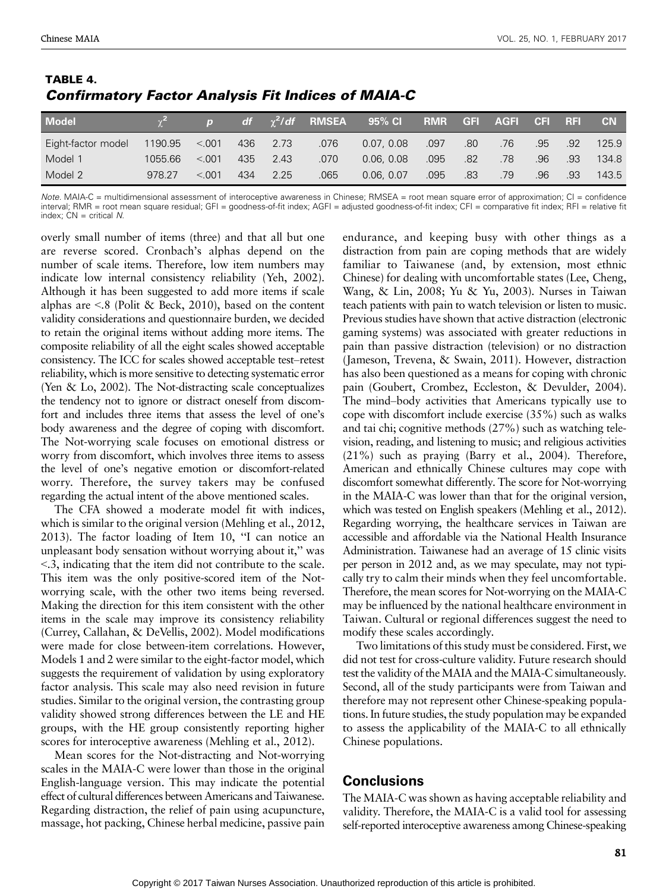**TABLE 4.**
***Confirmatory Factor Analysis Fit Indices of MAIA-C***

| Model | $\chi^2$ | *p* | *df* | $\chi^2/df$ | RMSEA | 95% CI | RMR | GFI | AGFI | CFI | RFI | CN |
|---|---|---|---|---|---|---|---|---|---|---|---|---|
| Eight-factor model | 1190.95 | <.001 | 436 | 2.73 | .076 | 0.07, 0.08 | .097 | .80 | .76 | .95 | .92 | 125.9 |
| Model 1 | 1055.66 | <.001 | 435 | 2.43 | .070 | 0.06, 0.08 | .095 | .82 | .78 | .96 | .93 | 134.8 |
| Model 2 | 978.27 | <.001 | 434 | 2.25 | .065 | 0.06, 0.07 | .095 | .83 | .79 | .96 | .93 | 143.5 |

*Note.* MAIA-C = multidimensional assessment of interoceptive awareness in Chinese; RMSEA = root mean square error of approximation; CI = confidence interval; RMR = root mean square residual; GFI = goodness-of-fit index; AGFI = adjusted goodness-of-fit index; CFI = comparative fit index; RFI = relative fit index; CN = critical *N*.

overly small number of items (three) and that all but one are reverse scored. Cronbach's alphas depend on the number of scale items. Therefore, low item numbers may indicate low internal consistency reliability (Yeh, 2002). Although it has been suggested to add more items if scale alphas are <.8 (Polit & Beck, 2010), based on the content validity considerations and questionnaire burden, we decided to retain the original items without adding more items. The composite reliability of all the eight scales showed acceptable consistency. The ICC for scales showed acceptable test–retest reliability, which is more sensitive to detecting systematic error (Yen & Lo, 2002). The Not-distracting scale conceptualizes the tendency not to ignore or distract oneself from discomfort and includes three items that assess the level of one's body awareness and the degree of coping with discomfort. The Not-worrying scale focuses on emotional distress or worry from discomfort, which involves three items to assess the level of one's negative emotion or discomfort-related worry. Therefore, the survey takers may be confused regarding the actual intent of the above mentioned scales.

The CFA showed a moderate model fit with indices, which is similar to the original version (Mehling et al., 2012, 2013). The factor loading of Item 10, "I can notice an unpleasant body sensation without worrying about it," was <.3, indicating that the item did not contribute to the scale. This item was the only positive-scored item of the Not-worrying scale, with the other two items being reversed. Making the direction for this item consistent with the other items in the scale may improve its consistency reliability (Currey, Callahan, & DeVellis, 2002). Model modifications were made for close between-item correlations. However, Models 1 and 2 were similar to the eight-factor model, which suggests the requirement of validation by using exploratory factor analysis. This scale may also need revision in future studies. Similar to the original version, the contrasting group validity showed strong differences between the LE and HE groups, with the HE group consistently reporting higher scores for interoceptive awareness (Mehling et al., 2012).

Mean scores for the Not-distracting and Not-worrying scales in the MAIA-C were lower than those in the original English-language version. This may indicate the potential effect of cultural differences between Americans and Taiwanese. Regarding distraction, the relief of pain using acupuncture, massage, hot packing, Chinese herbal medicine, passive pain endurance, and keeping busy with other things as a distraction from pain are coping methods that are widely familiar to Taiwanese (and, by extension, most ethnic Chinese) for dealing with uncomfortable states (Lee, Cheng, Wang, & Lin, 2008; Yu & Yu, 2003). Nurses in Taiwan teach patients with pain to watch television or listen to music. Previous studies have shown that active distraction (electronic gaming systems) was associated with greater reductions in pain than passive distraction (television) or no distraction (Jameson, Trevena, & Swain, 2011). However, distraction has also been questioned as a means for coping with chronic pain (Goubert, Crombez, Eccleston, & Devulder, 2004). The mind–body activities that Americans typically use to cope with discomfort include exercise (35%) such as walks and tai chi; cognitive methods (27%) such as watching television, reading, and listening to music; and religious activities (21%) such as praying (Barry et al., 2004). Therefore, American and ethnically Chinese cultures may cope with discomfort somewhat differently. The score for Not-worrying in the MAIA-C was lower than that for the original version, which was tested on English speakers (Mehling et al., 2012). Regarding worrying, the healthcare services in Taiwan are accessible and affordable via the National Health Insurance Administration. Taiwanese had an average of 15 clinic visits per person in 2012 and, as we may speculate, may not typically try to calm their minds when they feel uncomfortable. Therefore, the mean scores for Not-worrying on the MAIA-C may be influenced by the national healthcare environment in Taiwan. Cultural or regional differences suggest the need to modify these scales accordingly.

Two limitations of this study must be considered. First, we did not test for cross-culture validity. Future research should test the validity of the MAIA and the MAIA-C simultaneously. Second, all of the study participants were from Taiwan and therefore may not represent other Chinese-speaking populations. In future studies, the study population may be expanded to assess the applicability of the MAIA-C to all ethnically Chinese populations.

## Conclusions

The MAIA-C was shown as having acceptable reliability and validity. Therefore, the MAIA-C is a valid tool for assessing self-reported interoceptive awareness among Chinese-speaking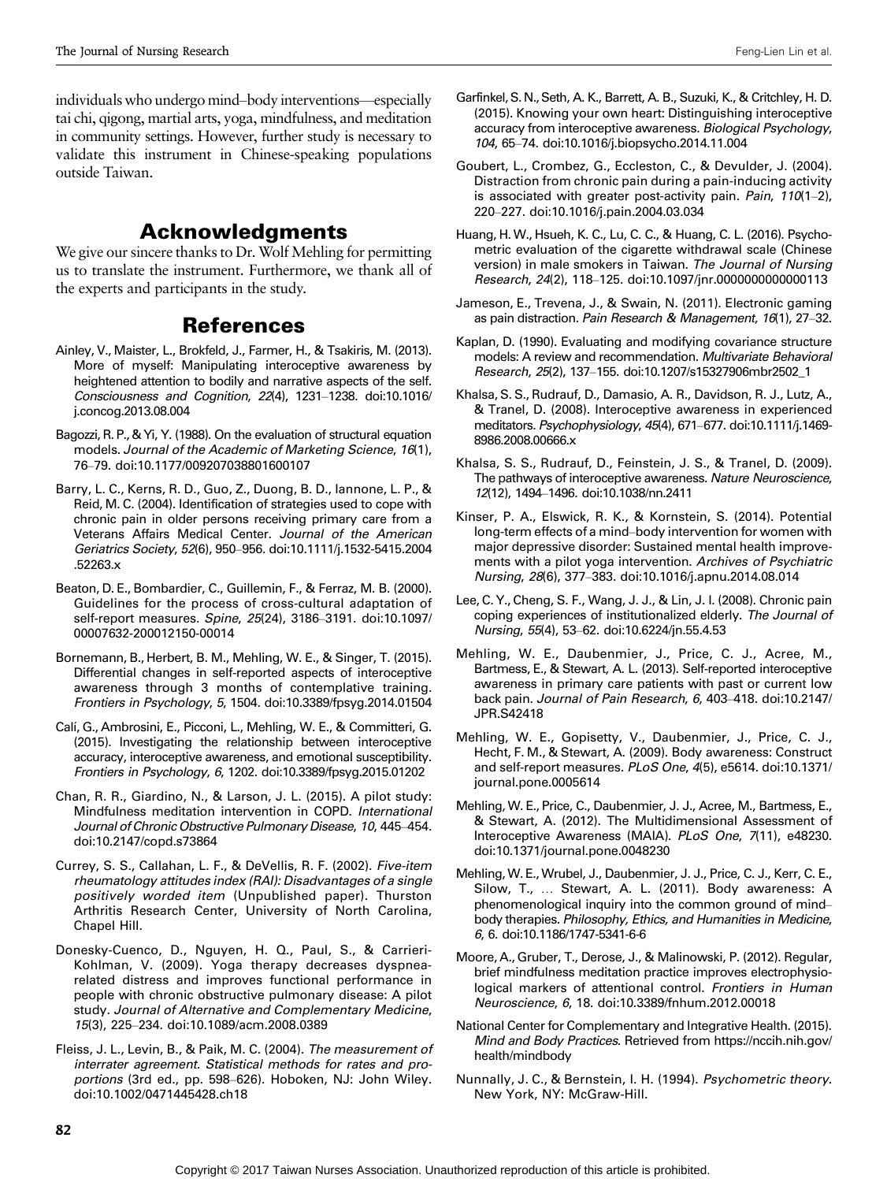individuals who undergo mind–body interventions—especially tai chi, qigong, martial arts, yoga, mindfulness, and meditation in community settings. However, further study is necessary to validate this instrument in Chinese-speaking populations outside Taiwan.

## Acknowledgments

We give our sincere thanks to Dr. Wolf Mehling for permitting us to translate the instrument. Furthermore, we thank all of the experts and participants in the study.

## References

Ainley, V., Maister, L., Brokfeld, J., Farmer, H., & Tsakiris, M. (2013). More of myself: Manipulating interoceptive awareness by heightened attention to bodily and narrative aspects of the self. *Consciousness and Cognition*, *22*(4), 1231–1238. doi:10.1016/j.concog.2013.08.004

Bagozzi, R. P., & Yi, Y. (1988). On the evaluation of structural equation models. *Journal of the Academic of Marketing Science*, *16*(1), 76–79. doi:10.1177/009207038801600107

Barry, L. C., Kerns, R. D., Guo, Z., Duong, B. D., Iannone, L. P., & Reid, M. C. (2004). Identification of strategies used to cope with chronic pain in older persons receiving primary care from a Veterans Affairs Medical Center. *Journal of the American Geriatrics Society*, *52*(6), 950–956. doi:10.1111/j.1532-5415.2004.52263.x

Beaton, D. E., Bombardier, C., Guillemin, F., & Ferraz, M. B. (2000). Guidelines for the process of cross-cultural adaptation of self-report measures. *Spine*, *25*(24), 3186–3191. doi:10.1097/00007632-200012150-00014

Bornemann, B., Herbert, B. M., Mehling, W. E., & Singer, T. (2015). Differential changes in self-reported aspects of interoceptive awareness through 3 months of contemplative training. *Frontiers in Psychology*, *5*, 1504. doi:10.3389/fpsyg.2014.01504

Calí, G., Ambrosini, E., Picconi, L., Mehling, W. E., & Committeri, G. (2015). Investigating the relationship between interoceptive accuracy, interoceptive awareness, and emotional susceptibility. *Frontiers in Psychology*, *6*, 1202. doi:10.3389/fpsyg.2015.01202

Chan, R. R., Giardino, N., & Larson, J. L. (2015). A pilot study: Mindfulness meditation intervention in COPD. *International Journal of Chronic Obstructive Pulmonary Disease*, *10*, 445–454. doi:10.2147/copd.s73864

Currey, S. S., Callahan, L. F., & DeVellis, R. F. (2002). *Five-item rheumatology attitudes index (RAI): Disadvantages of a single positively worded item* (Unpublished paper). Thurston Arthritis Research Center, University of North Carolina, Chapel Hill.

Donesky-Cuenco, D., Nguyen, H. Q., Paul, S., & Carrieri-Kohlman, V. (2009). Yoga therapy decreases dyspnea-related distress and improves functional performance in people with chronic obstructive pulmonary disease: A pilot study. *Journal of Alternative and Complementary Medicine*, *15*(3), 225–234. doi:10.1089/acm.2008.0389

Fleiss, J. L., Levin, B., & Paik, M. C. (2004). *The measurement of interrater agreement. Statistical methods for rates and proportions* (3rd ed., pp. 598–626). Hoboken, NJ: John Wiley. doi:10.1002/0471445428.ch18

Garfinkel, S. N., Seth, A. K., Barrett, A. B., Suzuki, K., & Critchley, H. D. (2015). Knowing your own heart: Distinguishing interoceptive accuracy from interoceptive awareness. *Biological Psychology*, *104*, 65–74. doi:10.1016/j.biopsycho.2014.11.004

Goubert, L., Crombez, G., Eccleston, C., & Devulder, J. (2004). Distraction from chronic pain during a pain-inducing activity is associated with greater post-activity pain. *Pain*, *110*(1–2), 220–227. doi:10.1016/j.pain.2004.03.034

Huang, H. W., Hsueh, K. C., Lu, C. C., & Huang, C. L. (2016). Psychometric evaluation of the cigarette withdrawal scale (Chinese version) in male smokers in Taiwan. *The Journal of Nursing Research*, *24*(2), 118–125. doi:10.1097/jnr.0000000000000113

Jameson, E., Trevena, J., & Swain, N. (2011). Electronic gaming as pain distraction. *Pain Research & Management*, *16*(1), 27–32.

Kaplan, D. (1990). Evaluating and modifying covariance structure models: A review and recommendation. *Multivariate Behavioral Research*, *25*(2), 137–155. doi:10.1207/s15327906mbr2502_1

Khalsa, S. S., Rudrauf, D., Damasio, A. R., Davidson, R. J., Lutz, A., & Tranel, D. (2008). Interoceptive awareness in experienced meditators. *Psychophysiology*, *45*(4), 671–677. doi:10.1111/j.1469-8986.2008.00666.x

Khalsa, S. S., Rudrauf, D., Feinstein, J. S., & Tranel, D. (2009). The pathways of interoceptive awareness. *Nature Neuroscience*, *12*(12), 1494–1496. doi:10.1038/nn.2411

Kinser, P. A., Elswick, R. K., & Kornstein, S. (2014). Potential long-term effects of a mind–body intervention for women with major depressive disorder: Sustained mental health improvements with a pilot yoga intervention. *Archives of Psychiatric Nursing*, *28*(6), 377–383. doi:10.1016/j.apnu.2014.08.014

Lee, C. Y., Cheng, S. F., Wang, J. J., & Lin, J. I. (2008). Chronic pain coping experiences of institutionalized elderly. *The Journal of Nursing*, *55*(4), 53–62. doi:10.6224/jn.55.4.53

Mehling, W. E., Daubenmier, J., Price, C. J., Acree, M., Bartmess, E., & Stewart, A. L. (2013). Self-reported interoceptive awareness in primary care patients with past or current low back pain. *Journal of Pain Research*, *6*, 403–418. doi:10.2147/JPR.S42418

Mehling, W. E., Gopisetty, V., Daubenmier, J., Price, C. J., Hecht, F. M., & Stewart, A. (2009). Body awareness: Construct and self-report measures. *PLoS One*, *4*(5), e5614. doi:10.1371/journal.pone.0005614

Mehling, W. E., Price, C., Daubenmier, J. J., Acree, M., Bartmess, E., & Stewart, A. (2012). The Multidimensional Assessment of Interoceptive Awareness (MAIA). *PLoS One*, *7*(11), e48230. doi:10.1371/journal.pone.0048230

Mehling, W. E., Wrubel, J., Daubenmier, J. J., Price, C. J., Kerr, C. E., Silow, T., ... Stewart, A. L. (2011). Body awareness: A phenomenological inquiry into the common ground of mind–body therapies. *Philosophy, Ethics, and Humanities in Medicine*, *6*, 6. doi:10.1186/1747-5341-6-6

Moore, A., Gruber, T., Derose, J., & Malinowski, P. (2012). Regular, brief mindfulness meditation practice improves electrophysiological markers of attentional control. *Frontiers in Human Neuroscience*, *6*, 18. doi:10.3389/fnhum.2012.00018

National Center for Complementary and Integrative Health. (2015). *Mind and Body Practices*. Retrieved from https://nccih.nih.gov/health/mindbody

Nunnally, J. C., & Bernstein, I. H. (1994). *Psychometric theory*. New York, NY: McGraw-Hill.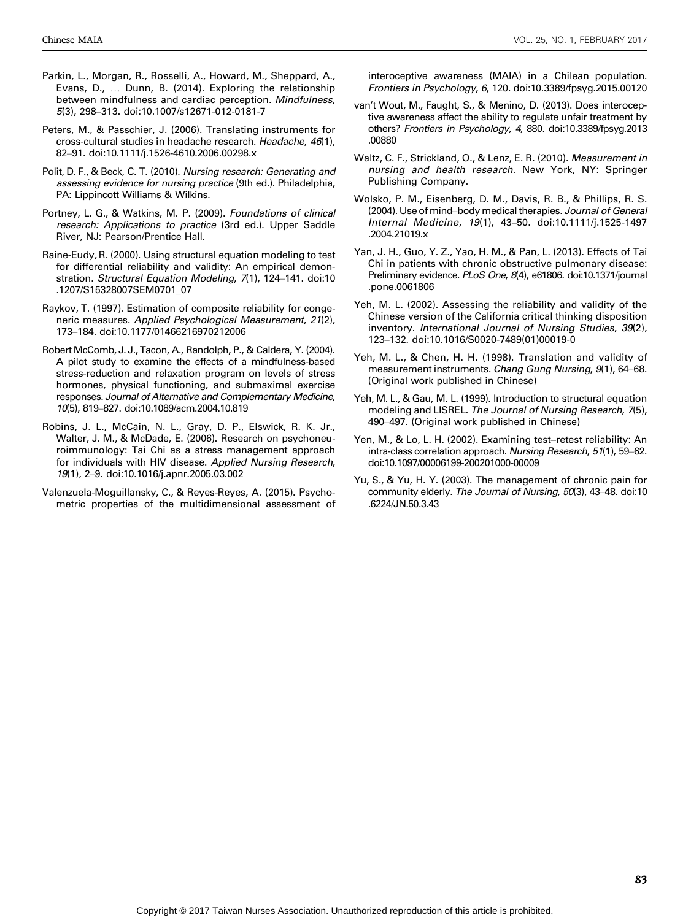Parkin, L., Morgan, R., Rosselli, A., Howard, M., Sheppard, A., Evans, D., … Dunn, B. (2014). Exploring the relationship between mindfulness and cardiac perception. *Mindfulness*, *5*(3), 298–313. doi:10.1007/s12671-012-0181-7

Peters, M., & Passchier, J. (2006). Translating instruments for cross-cultural studies in headache research. *Headache*, *46*(1), 82–91. doi:10.1111/j.1526-4610.2006.00298.x

Polit, D. F., & Beck, C. T. (2010). *Nursing research: Generating and assessing evidence for nursing practice* (9th ed.). Philadelphia, PA: Lippincott Williams & Wilkins.

Portney, L. G., & Watkins, M. P. (2009). *Foundations of clinical research: Applications to practice* (3rd ed.). Upper Saddle River, NJ: Pearson/Prentice Hall.

Raine-Eudy, R. (2000). Using structural equation modeling to test for differential reliability and validity: An empirical demonstration. *Structural Equation Modeling*, *7*(1), 124–141. doi:10.1207/S15328007SEM0701_07

Raykov, T. (1997). Estimation of composite reliability for congeneric measures. *Applied Psychological Measurement*, *21*(2), 173–184. doi:10.1177/01466216970212006

Robert McComb, J. J., Tacon, A., Randolph, P., & Caldera, Y. (2004). A pilot study to examine the effects of a mindfulness-based stress-reduction and relaxation program on levels of stress hormones, physical functioning, and submaximal exercise responses. *Journal of Alternative and Complementary Medicine*, *10*(5), 819–827. doi:10.1089/acm.2004.10.819

Robins, J. L., McCain, N. L., Gray, D. P., Elswick, R. K. Jr., Walter, J. M., & McDade, E. (2006). Research on psychoneuroimmunology: Tai Chi as a stress management approach for individuals with HIV disease. *Applied Nursing Research*, *19*(1), 2–9. doi:10.1016/j.apnr.2005.03.002

Valenzuela-Moguillansky, C., & Reyes-Reyes, A. (2015). Psychometric properties of the multidimensional assessment of interoceptive awareness (MAIA) in a Chilean population. *Frontiers in Psychology*, *6*, 120. doi:10.3389/fpsyg.2015.00120

van't Wout, M., Faught, S., & Menino, D. (2013). Does interoceptive awareness affect the ability to regulate unfair treatment by others? *Frontiers in Psychology*, *4*, 880. doi:10.3389/fpsyg.2013.00880

Waltz, C. F., Strickland, O., & Lenz, E. R. (2010). *Measurement in nursing and health research*. New York, NY: Springer Publishing Company.

Wolsko, P. M., Eisenberg, D. M., Davis, R. B., & Phillips, R. S. (2004). Use of mind–body medical therapies. *Journal of General Internal Medicine*, *19*(1), 43–50. doi:10.1111/j.1525-1497.2004.21019.x

Yan, J. H., Guo, Y. Z., Yao, H. M., & Pan, L. (2013). Effects of Tai Chi in patients with chronic obstructive pulmonary disease: Preliminary evidence. *PLoS One*, *8*(4), e61806. doi:10.1371/journal.pone.0061806

Yeh, M. L. (2002). Assessing the reliability and validity of the Chinese version of the California critical thinking disposition inventory. *International Journal of Nursing Studies*, *39*(2), 123–132. doi:10.1016/S0020-7489(01)00019-0

Yeh, M. L., & Chen, H. H. (1998). Translation and validity of measurement instruments. *Chang Gung Nursing*, *9*(1), 64–68. (Original work published in Chinese)

Yeh, M. L., & Gau, M. L. (1999). Introduction to structural equation modeling and LISREL. *The Journal of Nursing Research*, *7*(5), 490–497. (Original work published in Chinese)

Yen, M., & Lo, L. H. (2002). Examining test–retest reliability: An intra-class correlation approach. *Nursing Research*, *51*(1), 59–62. doi:10.1097/00006199-200201000-00009

Yu, S., & Yu, H. Y. (2003). The management of chronic pain for community elderly. *The Journal of Nursing*, *50*(3), 43–48. doi:10.6224/JN.50.3.43